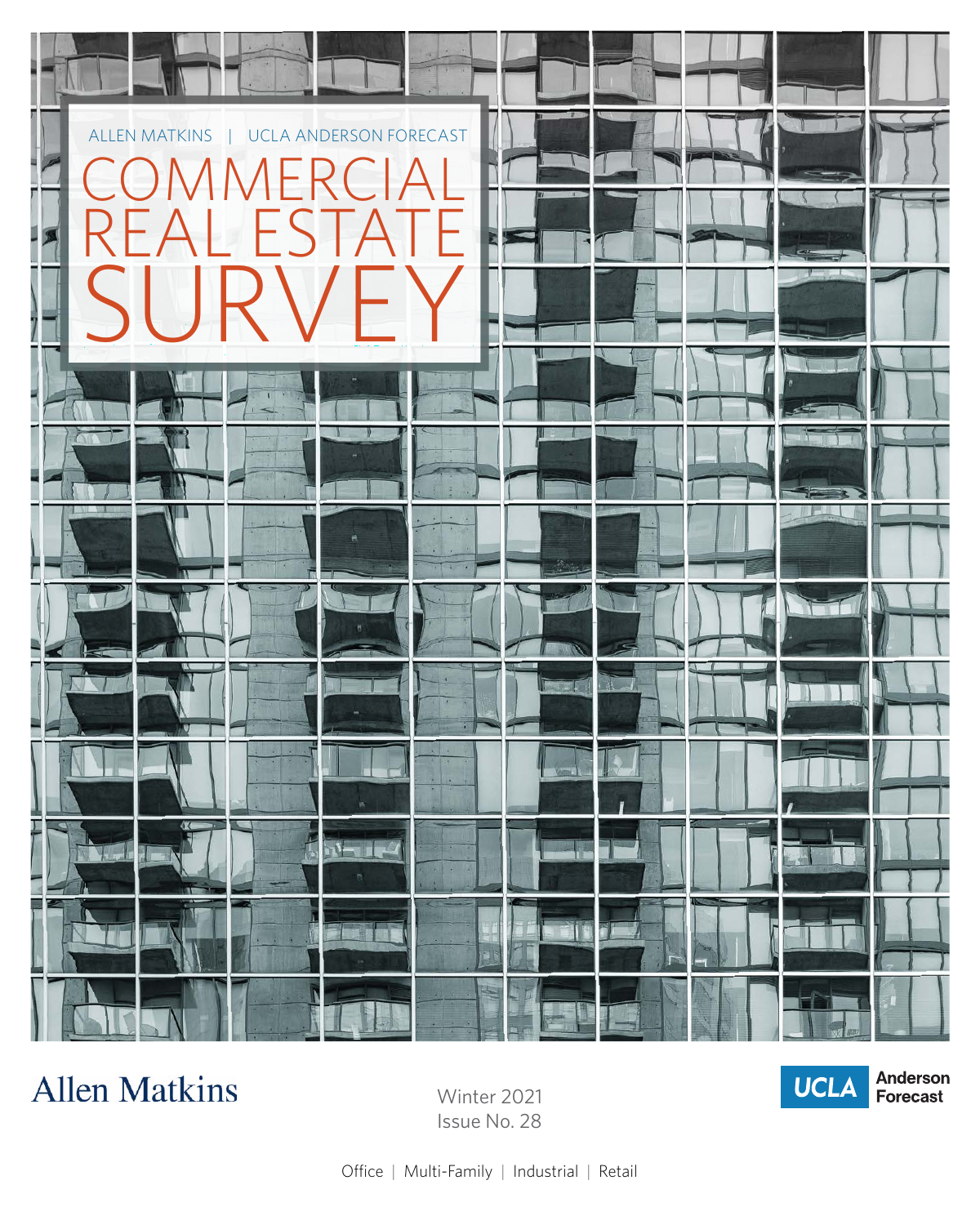ALLEN MATKINS | UCLA ANDERSON FORECAST

# COMMERCIAL REAL ESTATE SURVEY

Allen Matkins

Winter 2021
Issue No. 28

UCLA Anderson Forecast

Office | Multi-Family | Industrial | Retail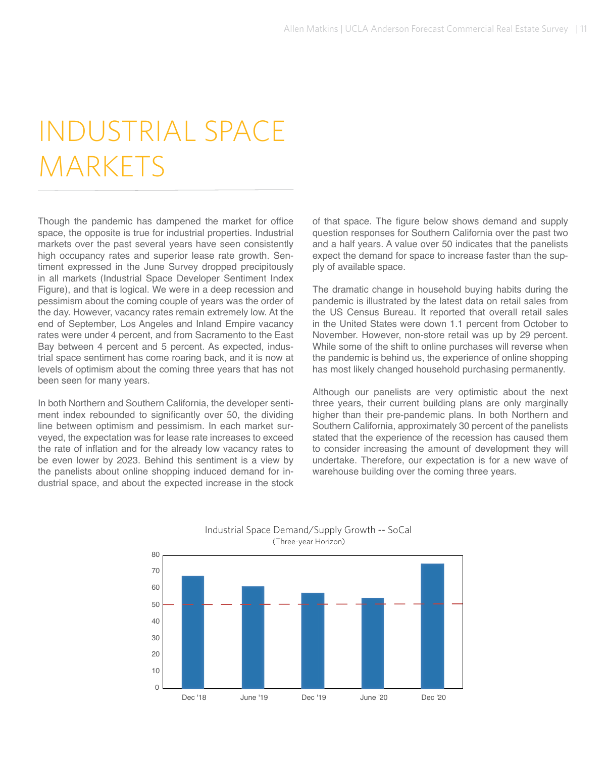# INDUSTRIAL SPACE MARKETS

Though the pandemic has dampened the market for office space, the opposite is true for industrial properties. Industrial markets over the past several years have seen consistently high occupancy rates and superior lease rate growth. Sentiment expressed in the June Survey dropped precipitously in all markets (Industrial Space Developer Sentiment Index Figure), and that is logical. We were in a deep recession and pessimism about the coming couple of years was the order of the day. However, vacancy rates remain extremely low. At the end of September, Los Angeles and Inland Empire vacancy rates were under 4 percent, and from Sacramento to the East Bay between 4 percent and 5 percent. As expected, industrial space sentiment has come roaring back, and it is now at levels of optimism about the coming three years that has not been seen for many years.

In both Northern and Southern California, the developer sentiment index rebounded to significantly over 50, the dividing line between optimism and pessimism. In each market surveyed, the expectation was for lease rate increases to exceed the rate of inflation and for the already low vacancy rates to be even lower by 2023. Behind this sentiment is a view by the panelists about online shopping induced demand for industrial space, and about the expected increase in the stock of that space. The figure below shows demand and supply question responses for Southern California over the past two and a half years. A value over 50 indicates that the panelists expect the demand for space to increase faster than the supply of available space.

The dramatic change in household buying habits during the pandemic is illustrated by the latest data on retail sales from the US Census Bureau. It reported that overall retail sales in the United States were down 1.1 percent from October to November. However, non-store retail was up by 29 percent. While some of the shift to online purchases will reverse when the pandemic is behind us, the experience of online shopping has most likely changed household purchasing permanently.

Although our panelists are very optimistic about the next three years, their current building plans are only marginally higher than their pre-pandemic plans. In both Northern and Southern California, approximately 30 percent of the panelists stated that the experience of the recession has caused them to consider increasing the amount of development they will undertake. Therefore, our expectation is for a new wave of warehouse building over the coming three years.

Industrial Space Demand/Supply Growth -- SoCal
(Three-year Horizon)

| Period | Value (approx.) |
|---|---|
| Dec '18 | 67 |
| June '19 | 61 |
| Dec '19 | 57 |
| June '20 | 54 |
| Dec '20 | 75 |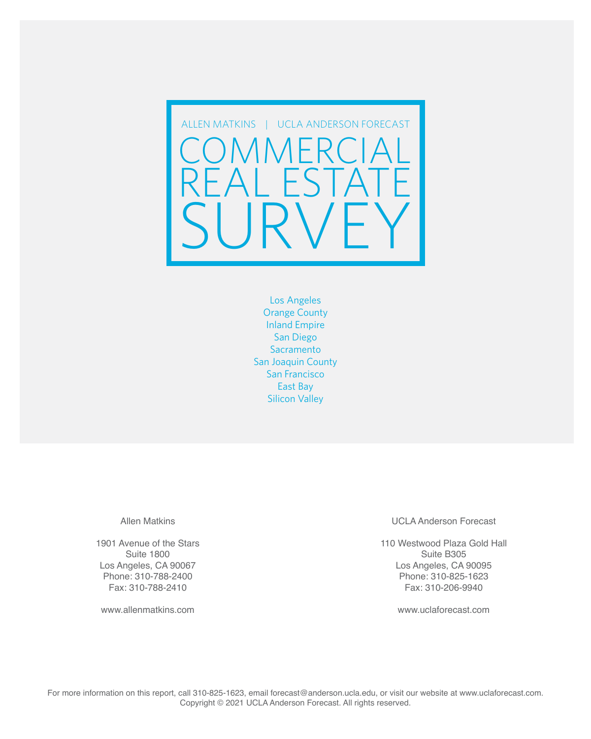ALLEN MATKINS | UCLA ANDERSON FORECAST

# COMMERCIAL REAL ESTATE SURVEY

Los Angeles
Orange County
Inland Empire
San Diego
Sacramento
San Joaquin County
San Francisco
East Bay
Silicon Valley

Allen Matkins

1901 Avenue of the Stars
Suite 1800
Los Angeles, CA 90067
Phone: 310-788-2400
Fax: 310-788-2410

www.allenmatkins.com

UCLA Anderson Forecast

110 Westwood Plaza Gold Hall
Suite B305
Los Angeles, CA 90095
Phone: 310-825-1623
Fax: 310-206-9940

www.uclaforecast.com

For more information on this report, call 310-825-1623, email forecast@anderson.ucla.edu, or visit our website at www.uclaforecast.com.
Copyright © 2021 UCLA Anderson Forecast. All rights reserved.